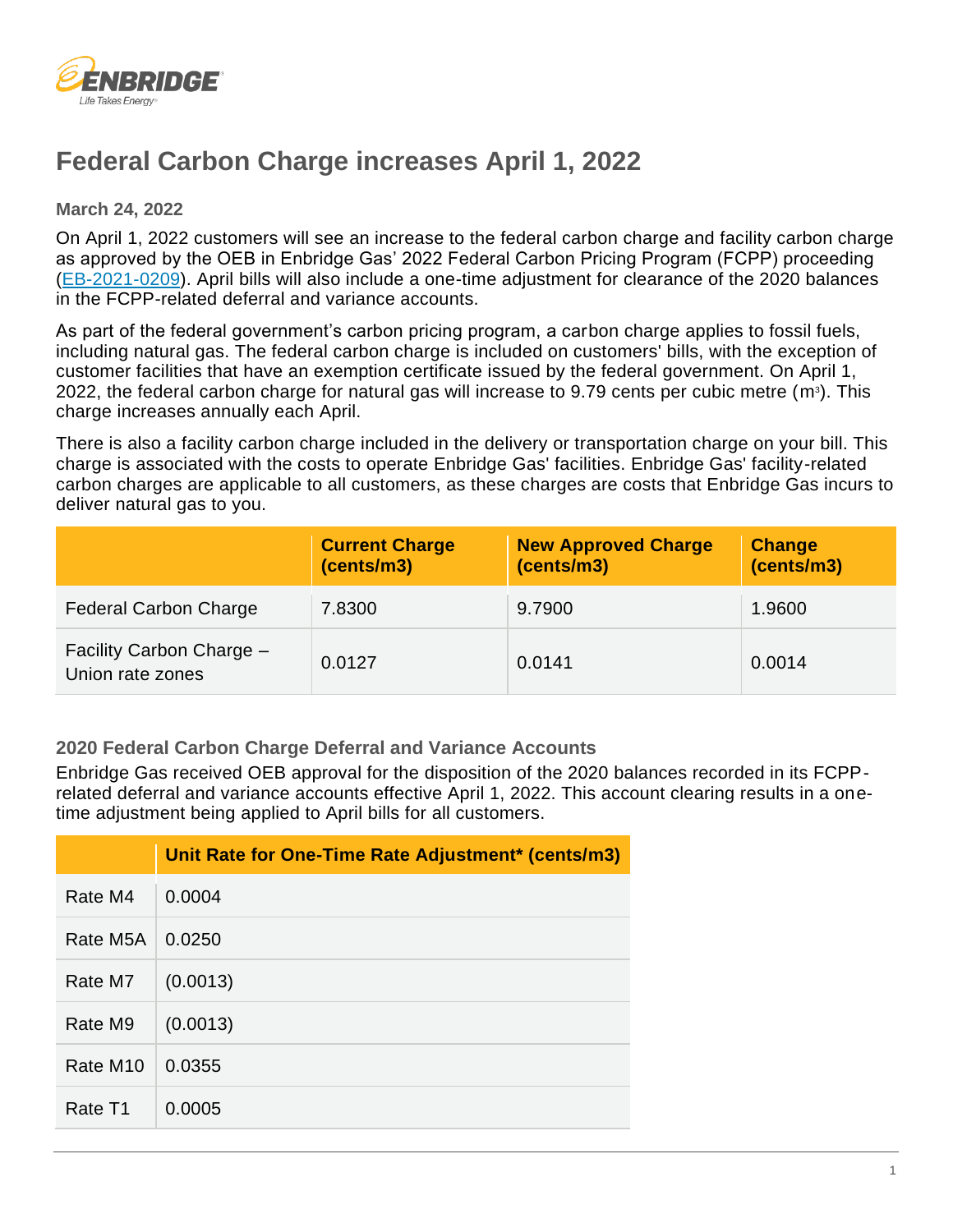# Federal Carbon Charge increases April 1, 2022

**March 24, 2022**

On April 1, 2022 customers will see an increase to the federal carbon charge and facility carbon charge as approved by the OEB in Enbridge Gas' 2022 Federal Carbon Pricing Program (FCPP) proceeding (EB-2021-0209). April bills will also include a one-time adjustment for clearance of the 2020 balances in the FCPP-related deferral and variance accounts.

As part of the federal government's carbon pricing program, a carbon charge applies to fossil fuels, including natural gas. The federal carbon charge is included on customers' bills, with the exception of customer facilities that have an exemption certificate issued by the federal government. On April 1, 2022, the federal carbon charge for natural gas will increase to 9.79 cents per cubic metre ($m^3$). This charge increases annually each April.

There is also a facility carbon charge included in the delivery or transportation charge on your bill. This charge is associated with the costs to operate Enbridge Gas' facilities. Enbridge Gas' facility-related carbon charges are applicable to all customers, as these charges are costs that Enbridge Gas incurs to deliver natural gas to you.

| | Current Charge (cents/m3) | New Approved Charge (cents/m3) | Change (cents/m3) |
|---|---|---|---|
| Federal Carbon Charge | 7.8300 | 9.7900 | 1.9600 |
| Facility Carbon Charge – Union rate zones | 0.0127 | 0.0141 | 0.0014 |

### 2020 Federal Carbon Charge Deferral and Variance Accounts

Enbridge Gas received OEB approval for the disposition of the 2020 balances recorded in its FCPP-related deferral and variance accounts effective April 1, 2022. This account clearing results in a one-time adjustment being applied to April bills for all customers.

| | Unit Rate for One-Time Rate Adjustment* (cents/m3) |
|---|---|
| Rate M4 | 0.0004 |
| Rate M5A | 0.0250 |
| Rate M7 | (0.0013) |
| Rate M9 | (0.0013) |
| Rate M10 | 0.0355 |
| Rate T1 | 0.0005 |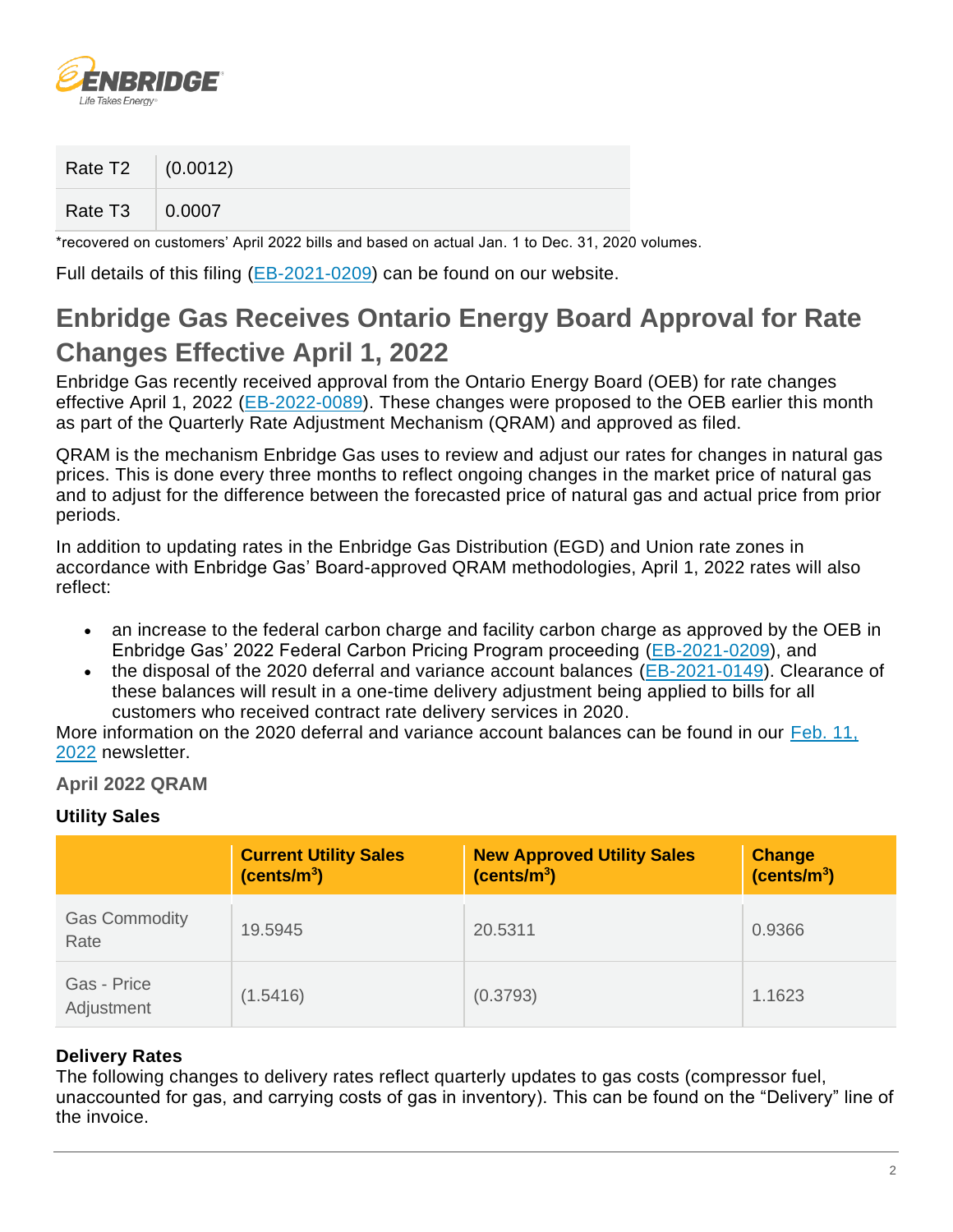| | |
|---|---|
| Rate T2 | (0.0012) |
| Rate T3 | 0.0007 |

*recovered on customers' April 2022 bills and based on actual Jan. 1 to Dec. 31, 2020 volumes.

Full details of this filing (EB-2021-0209) can be found on our website.

## Enbridge Gas Receives Ontario Energy Board Approval for Rate Changes Effective April 1, 2022

Enbridge Gas recently received approval from the Ontario Energy Board (OEB) for rate changes effective April 1, 2022 (EB-2022-0089). These changes were proposed to the OEB earlier this month as part of the Quarterly Rate Adjustment Mechanism (QRAM) and approved as filed.

QRAM is the mechanism Enbridge Gas uses to review and adjust our rates for changes in natural gas prices. This is done every three months to reflect ongoing changes in the market price of natural gas and to adjust for the difference between the forecasted price of natural gas and actual price from prior periods.

In addition to updating rates in the Enbridge Gas Distribution (EGD) and Union rate zones in accordance with Enbridge Gas' Board-approved QRAM methodologies, April 1, 2022 rates will also reflect:

- an increase to the federal carbon charge and facility carbon charge as approved by the OEB in Enbridge Gas' 2022 Federal Carbon Pricing Program proceeding (EB-2021-0209), and
- the disposal of the 2020 deferral and variance account balances (EB-2021-0149). Clearance of these balances will result in a one-time delivery adjustment being applied to bills for all customers who received contract rate delivery services in 2020.

More information on the 2020 deferral and variance account balances can be found in our Feb. 11, 2022 newsletter.

### April 2022 QRAM

**Utility Sales**

| | Current Utility Sales (cents/m$^3$) | New Approved Utility Sales (cents/m$^3$) | Change (cents/m$^3$) |
|---|---|---|---|
| Gas Commodity Rate | 19.5945 | 20.5311 | 0.9366 |
| Gas - Price Adjustment | (1.5416) | (0.3793) | 1.1623 |

**Delivery Rates**

The following changes to delivery rates reflect quarterly updates to gas costs (compressor fuel, unaccounted for gas, and carrying costs of gas in inventory). This can be found on the "Delivery" line of the invoice.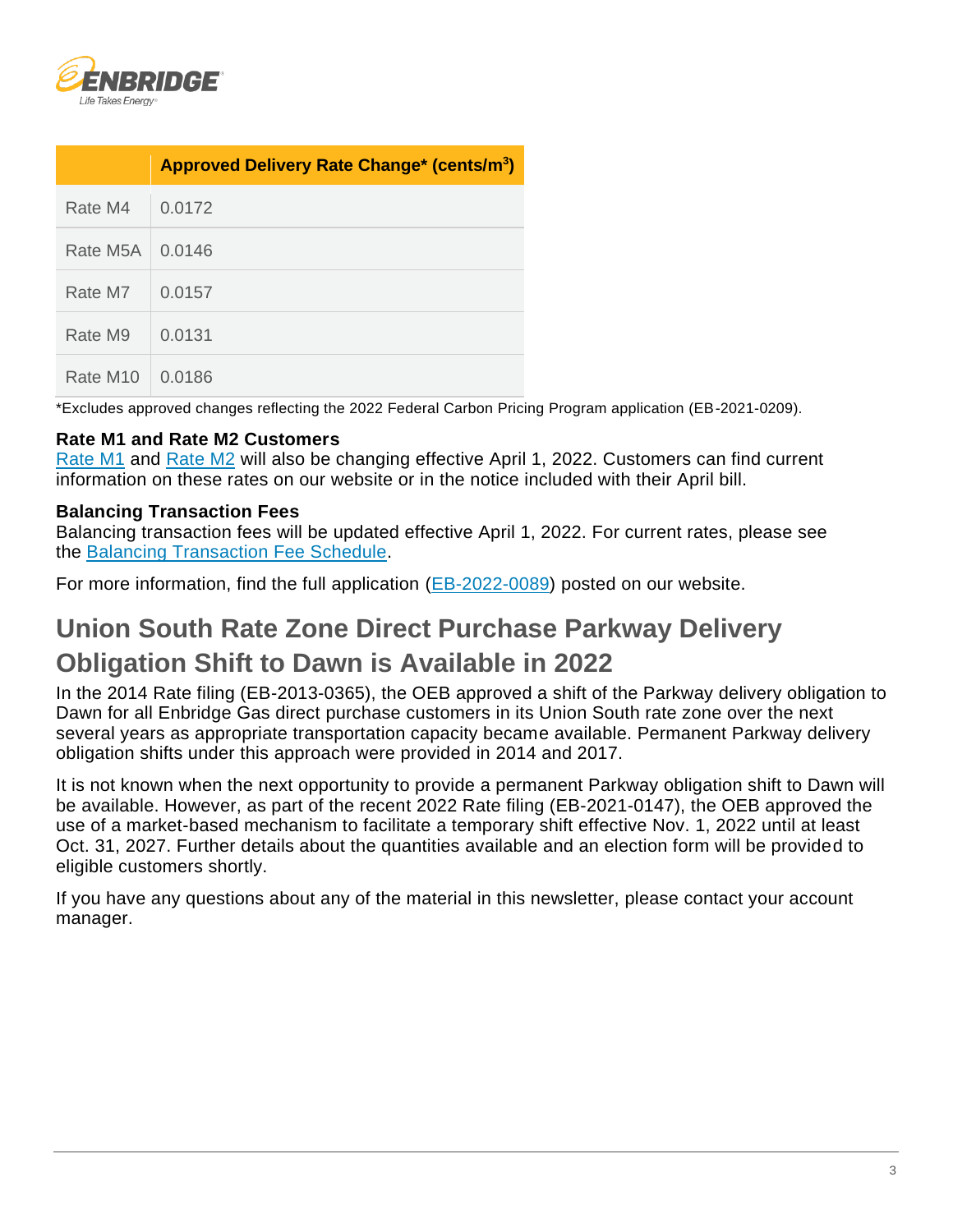| | Approved Delivery Rate Change* (cents/m$^3$) |
|---|---|
| Rate M4 | 0.0172 |
| Rate M5A | 0.0146 |
| Rate M7 | 0.0157 |
| Rate M9 | 0.0131 |
| Rate M10 | 0.0186 |

*Excludes approved changes reflecting the 2022 Federal Carbon Pricing Program application (EB-2021-0209).

**Rate M1 and Rate M2 Customers**
Rate M1 and Rate M2 will also be changing effective April 1, 2022. Customers can find current information on these rates on our website or in the notice included with their April bill.

**Balancing Transaction Fees**
Balancing transaction fees will be updated effective April 1, 2022. For current rates, please see the Balancing Transaction Fee Schedule.

For more information, find the full application (EB-2022-0089) posted on our website.

## Union South Rate Zone Direct Purchase Parkway Delivery Obligation Shift to Dawn is Available in 2022

In the 2014 Rate filing (EB-2013-0365), the OEB approved a shift of the Parkway delivery obligation to Dawn for all Enbridge Gas direct purchase customers in its Union South rate zone over the next several years as appropriate transportation capacity became available. Permanent Parkway delivery obligation shifts under this approach were provided in 2014 and 2017.

It is not known when the next opportunity to provide a permanent Parkway obligation shift to Dawn will be available. However, as part of the recent 2022 Rate filing (EB-2021-0147), the OEB approved the use of a market-based mechanism to facilitate a temporary shift effective Nov. 1, 2022 until at least Oct. 31, 2027. Further details about the quantities available and an election form will be provided to eligible customers shortly.

If you have any questions about any of the material in this newsletter, please contact your account manager.